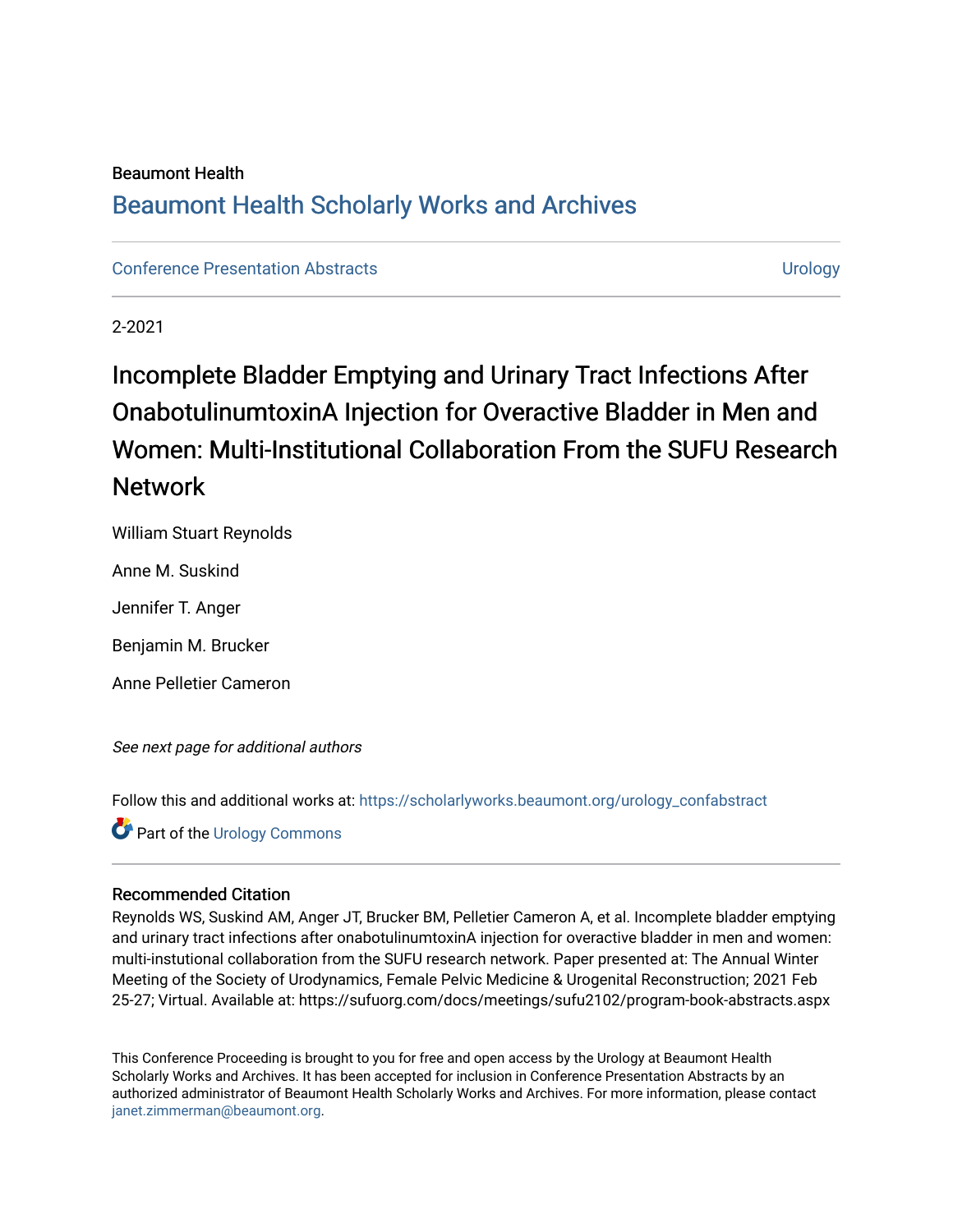Beaumont Health

## Beaumont Health Scholarly Works and Archives

Conference Presentation Abstracts | Urology

2-2021

# Incomplete Bladder Emptying and Urinary Tract Infections After OnabotulinumtoxinA Injection for Overactive Bladder in Men and Women: Multi-Institutional Collaboration From the SUFU Research Network

William Stuart Reynolds

Anne M. Suskind

Jennifer T. Anger

Benjamin M. Brucker

Anne Pelletier Cameron

*See next page for additional authors*

Follow this and additional works at: https://scholarlyworks.beaumont.org/urology_confabstract

Part of the Urology Commons

### Recommended Citation

Reynolds WS, Suskind AM, Anger JT, Brucker BM, Pelletier Cameron A, et al. Incomplete bladder emptying and urinary tract infections after onabotulinumtoxinA injection for overactive bladder in men and women: multi-instutional collaboration from the SUFU research network. Paper presented at: The Annual Winter Meeting of the Society of Urodynamics, Female Pelvic Medicine & Urogenital Reconstruction; 2021 Feb 25-27; Virtual. Available at: https://sufuorg.com/docs/meetings/sufu2102/program-book-abstracts.aspx

This Conference Proceeding is brought to you for free and open access by the Urology at Beaumont Health Scholarly Works and Archives. It has been accepted for inclusion in Conference Presentation Abstracts by an authorized administrator of Beaumont Health Scholarly Works and Archives. For more information, please contact janet.zimmerman@beaumont.org.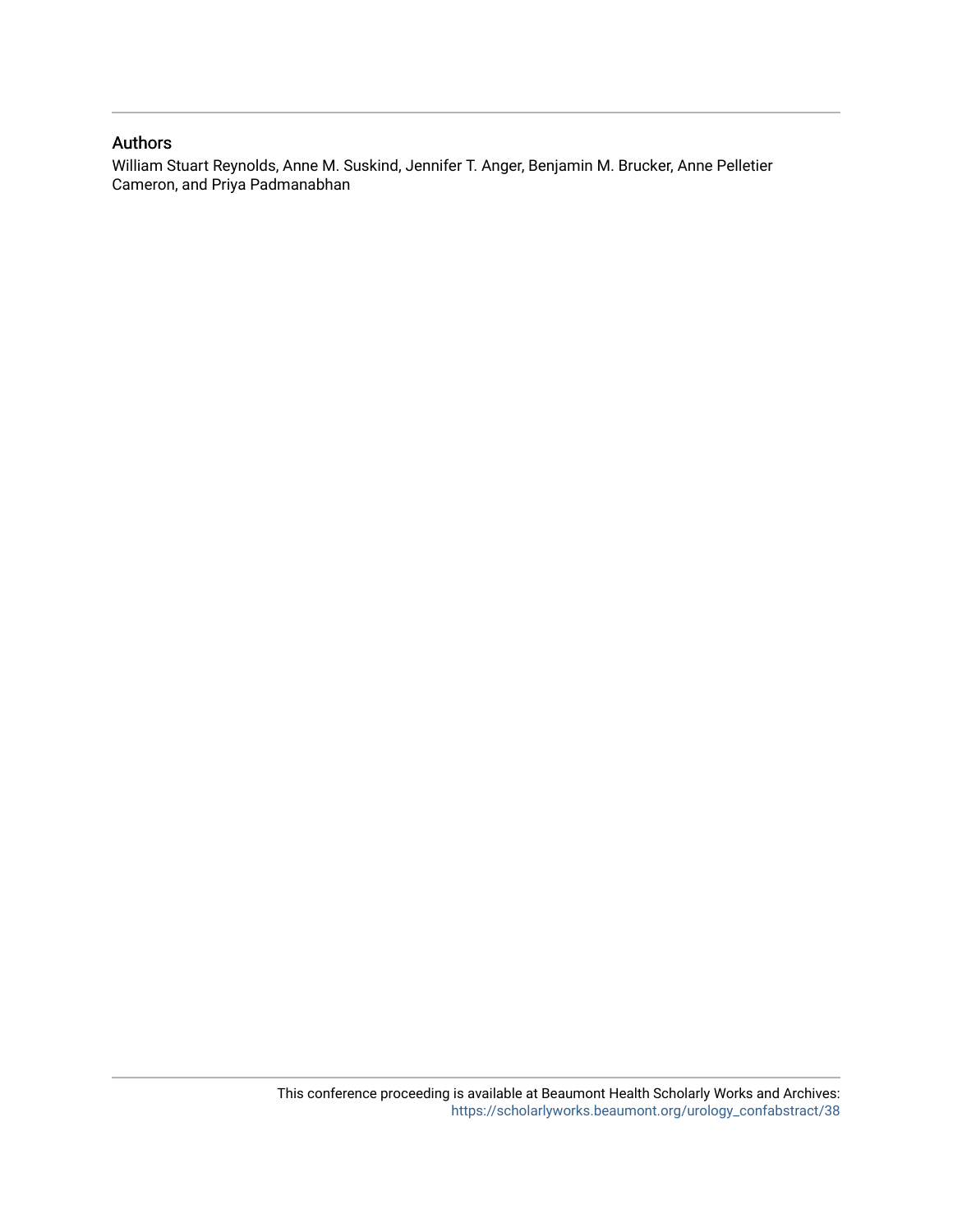## Authors

William Stuart Reynolds, Anne M. Suskind, Jennifer T. Anger, Benjamin M. Brucker, Anne Pelletier Cameron, and Priya Padmanabhan

This conference proceeding is available at Beaumont Health Scholarly Works and Archives: https://scholarlyworks.beaumont.org/urology_confabstract/38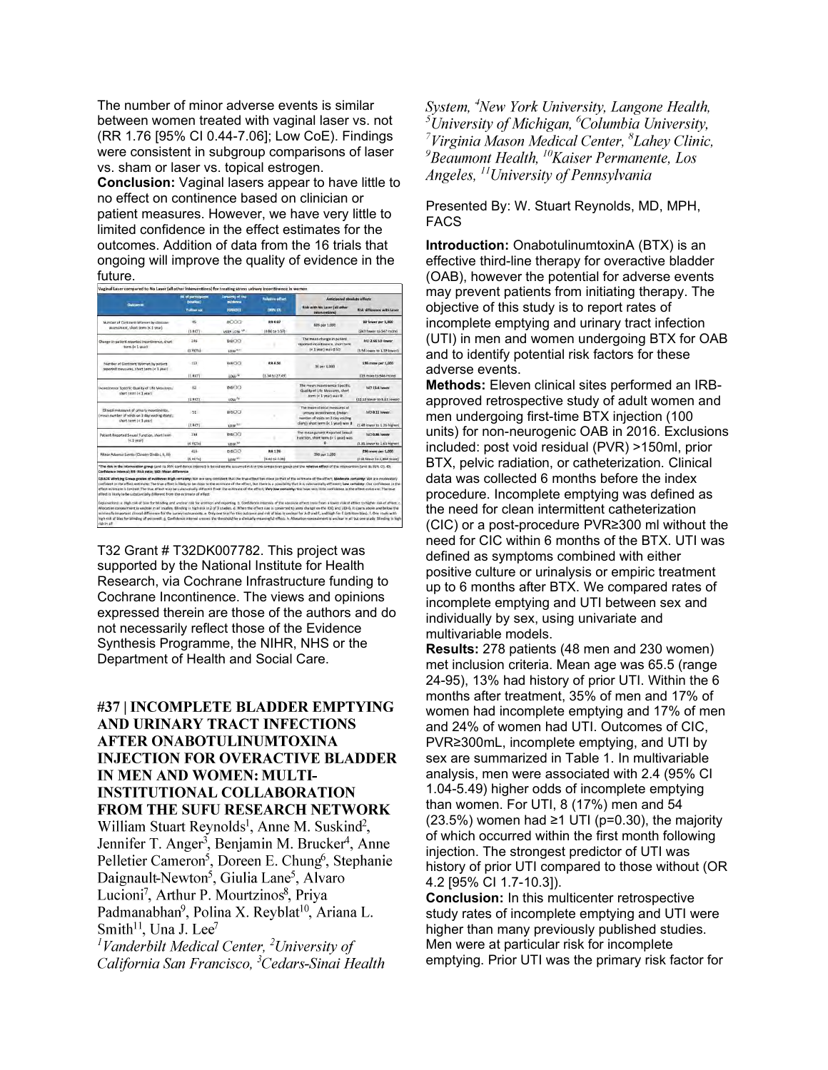The number of minor adverse events is similar between women treated with vaginal laser vs. not (RR 1.76 [95% CI 0.44-7.06]; Low CoE). Findings were consistent in subgroup comparisons of laser vs. sham or laser vs. topical estrogen.

**Conclusion:** Vaginal lasers appear to have little to no effect on continence based on clinician or patient measures. However, we have very little to limited confidence in the effect estimates for the outcomes. Addition of data from the 16 trials that ongoing will improve the quality of evidence in the future.

**Vaginal Laser compared to No Laser (all other interventions) for treating stress urinary incontinence in women**

| Outcomes | № of participants (studies) Follow up | Certainty of the evidence (GRADE) | Relative effect (95% CI) | Anticipated absolute effects: Risk with No Laser (all other interventions) | Risk difference with Laser |
|---|---|---|---|---|---|
| Number of Continent Women by clinician assessment, short term (< 1 year) | 45 (1 RCT) | ⊕◯◯◯ VERY LOW | RR 0.07 (0.00 to 1.57) | 609 per 1,000 | 32 lower per 1,000 (243 fewer to 347 more) |
| Change in patient reported incontinence, short term (< 1 year) | 146 (3 RCTs) | ⊕⊕◯◯ LOW | - | The mean change in patient reported incontinence, short term (< 1 year) was 0.52 | MD 2.66 SD lower (3.94 lower to 1.39 lower) |
| Number of Continent Women by patient reported measures, short term (< 1 year) | 113 (1 RCT) | ⊕⊕◯◯ LOW | RR 6.56 (1.34 to 27.49) | 36 per 1,000 | 196 more per 1,000 (11 more to 946 more) |
| Incontinence Specific Quality of Life Measures, short term (< 1 year) | 82 (1 RCT) | ⊕⊕◯◯ LOW | - | The mean Incontinence Specific Quality of Life Measures, short term (< 1 year) was 0 | MD 13.6 lower (22.17 lower to 5.03 lower) |
| Clinical measures of urinary incontinence, (mean number of voids on 3 day voiding diary), short term (< 1 year) | 51 (1 RCT) | ⊕⊕◯◯ LOW | - | The mean clinical measures of urinary incontinence, (mean number of voids on 3 day voiding diary), short term (< 1 year) was 0 | MD 0.11 lower (1.48 lower to 1.26 higher) |
| Patient Reported Sexual Function, short term (< 1 year) | 158 (4 RCTs) | ⊕⊕◯◯ LOW | - | The mean patient Reported Sexual Function, short term (< 1 year) was 0 | MD 0.86 lower (3.35 lower to 1.63 higher) |
| Minor Adverse Events (Clavien Dindo I, II, III) | 415 (6 RCTs) | ⊕⊕◯◯ LOW | RR 1.76 (0.44 to 7.06) | 390 per 1,000 | 296 more per 1,000 (218 fewer to 2,366 more) |

*The risk in the intervention group (and its 95% confidence interval) is based on the assumed risk in the comparison group and the relative effect of the intervention (and its 95% CI). CI: Confidence interval; RR: Risk ratio; MD: Mean difference

GRADE Working Group grades of evidence: High certainty: We are very confident that the true effect lies close to that of the estimate of the effect; Moderate certainty: We are moderately confident in the effect estimate: The true effect is likely to be close to the estimate of the effect, but there is a possibility that it is substantially different; Low certainty: Our confidence in the effect estimate is limited: The true effect may be substantially different from the estimate of the effect; Very low certainty: We have very little confidence in the effect estimate: The true effect is likely to be substantially different from the estimate of effect.

T32 Grant # T32DK007782. This project was supported by the National Institute for Health Research, via Cochrane Infrastructure funding to Cochrane Incontinence. The views and opinions expressed therein are those of the authors and do not necessarily reflect those of the Evidence Synthesis Programme, the NIHR, NHS or the Department of Health and Social Care.

## #37 | INCOMPLETE BLADDER EMPTYING AND URINARY TRACT INFECTIONS AFTER ONABOTULINUMTOXINA INJECTION FOR OVERACTIVE BLADDER IN MEN AND WOMEN: MULTI-INSTITUTIONAL COLLABORATION FROM THE SUFU RESEARCH NETWORK

William Stuart Reynolds[1], Anne M. Suskind[2], Jennifer T. Anger[3], Benjamin M. Brucker[4], Anne Pelletier Cameron[5], Doreen E. Chung[6], Stephanie Daignault-Newton[5], Giulia Lane[5], Alvaro Lucioni[7], Arthur P. Mourtzinos[8], Priya Padmanabhan[9], Polina X. Reyblat[10], Ariana L. Smith[11], Una J. Lee[7]

*[1]Vanderbilt Medical Center, [2]University of California San Francisco, [3]Cedars-Sinai Health System, [4]New York University, Langone Health, [5]University of Michigan, [6]Columbia University, [7]Virginia Mason Medical Center, [8]Lahey Clinic, [9]Beaumont Health, [10]Kaiser Permanente, Los Angeles, [11]University of Pennsylvania*

Presented By: W. Stuart Reynolds, MD, MPH, FACS

**Introduction:** OnabotulinumtoxinA (BTX) is an effective third-line therapy for overactive bladder (OAB), however the potential for adverse events may prevent patients from initiating therapy. The objective of this study is to report rates of incomplete emptying and urinary tract infection (UTI) in men and women undergoing BTX for OAB and to identify potential risk factors for these adverse events.

**Methods:** Eleven clinical sites performed an IRB-approved retrospective study of adult women and men undergoing first-time BTX injection (100 units) for non-neurogenic OAB in 2016. Exclusions included: post void residual (PVR) >150ml, prior BTX, pelvic radiation, or catheterization. Clinical data was collected 6 months before the index procedure. Incomplete emptying was defined as the need for clean intermittent catheterization (CIC) or a post-procedure PVR≥300 ml without the need for CIC within 6 months of the BTX. UTI was defined as symptoms combined with either positive culture or urinalysis or empiric treatment up to 6 months after BTX. We compared rates of incomplete emptying and UTI between sex and individually by sex, using univariate and multivariable models.

**Results:** 278 patients (48 men and 230 women) met inclusion criteria. Mean age was 65.5 (range 24-95), 13% had history of prior UTI. Within the 6 months after treatment, 35% of men and 17% of women had incomplete emptying and 17% of men and 24% of women had UTI. Outcomes of CIC, PVR≥300mL, incomplete emptying, and UTI by sex are summarized in Table 1. In multivariable analysis, men were associated with 2.4 (95% CI 1.04-5.49) higher odds of incomplete emptying than women. For UTI, 8 (17%) men and 54 (23.5%) women had ≥1 UTI (p=0.30), the majority of which occurred within the first month following injection. The strongest predictor of UTI was history of prior UTI compared to those without (OR 4.2 [95% CI 1.7-10.3]).

**Conclusion:** In this multicenter retrospective study rates of incomplete emptying and UTI were higher than many previously published studies. Men were at particular risk for incomplete emptying. Prior UTI was the primary risk factor for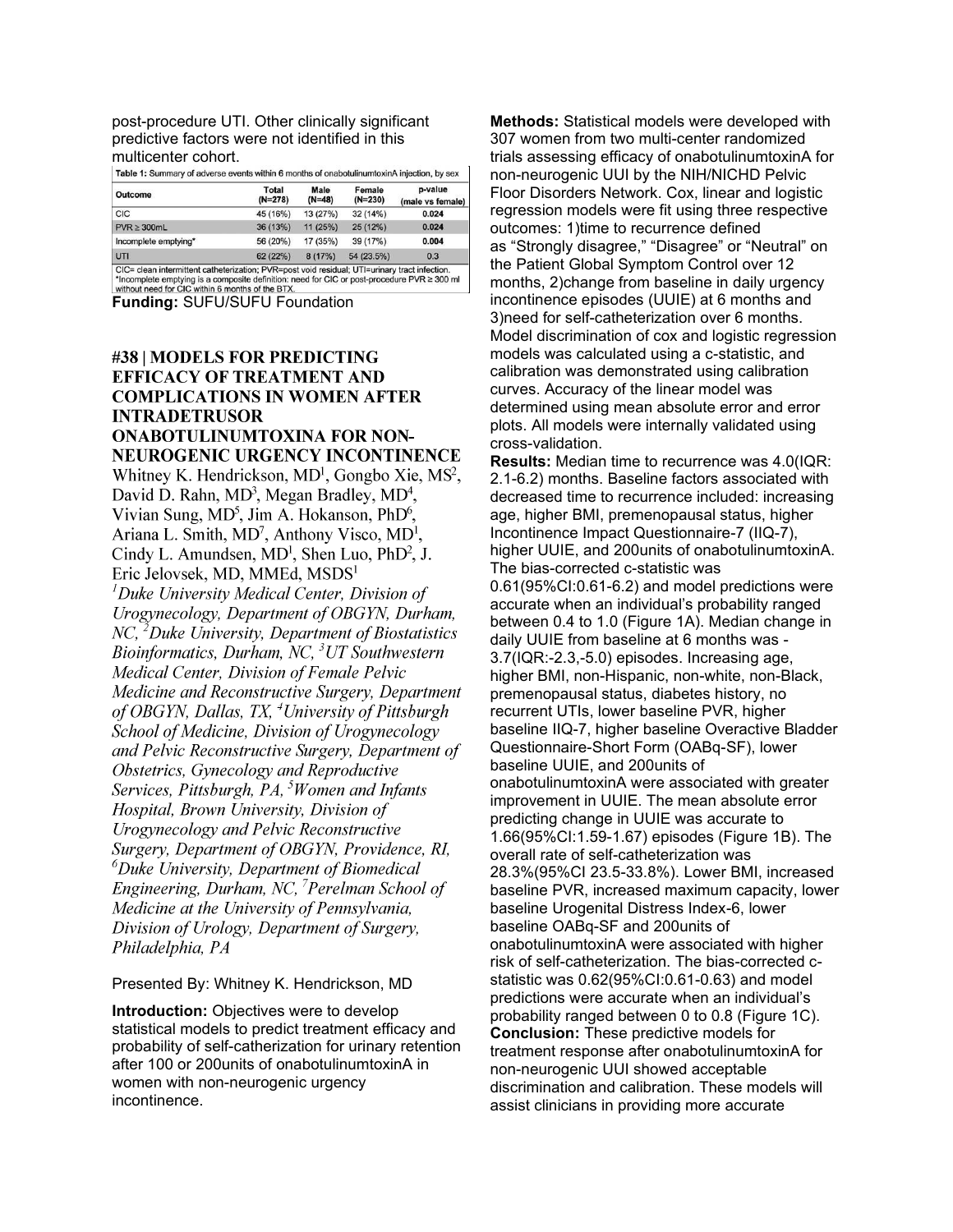post-procedure UTI. Other clinically significant predictive factors were not identified in this multicenter cohort.

Table 1: Summary of adverse events within 6 months of onabotulinumtoxinA injection, by sex

| Outcome | Total (N=278) | Male (N=48) | Female (N=230) | p-value (male vs female) |
|---|---|---|---|---|
| CIC | 45 (16%) | 13 (27%) | 32 (14%) | **0.024** |
| PVR ≥ 300mL | 36 (13%) | 11 (25%) | 25 (12%) | **0.024** |
| Incomplete emptying* | 56 (20%) | 17 (35%) | 39 (17%) | **0.004** |
| UTI | 62 (22%) | 8 (17%) | 54 (23.5%) | 0.3 |

CIC= clean intermittent catheterization; PVR=post void residual; UTI=urinary tract infection.
*Incomplete emptying is a composite definition: need for CIC or post-procedure PVR ≥ 300 ml without need for CIC within 6 months of the BTX.

**Funding:** SUFU/SUFU Foundation

## #38 | MODELS FOR PREDICTING EFFICACY OF TREATMENT AND COMPLICATIONS IN WOMEN AFTER INTRADETRUSOR ONABOTULINUMTOXINA FOR NON-NEUROGENIC URGENCY INCONTINENCE

Whitney K. Hendrickson, MD[1], Gongbo Xie, MS[2], David D. Rahn, MD[3], Megan Bradley, MD[4], Vivian Sung, MD[5], Jim A. Hokanson, PhD[6], Ariana L. Smith, MD[7], Anthony Visco, MD[1], Cindy L. Amundsen, MD[1], Shen Luo, PhD[2], J. Eric Jelovsek, MD, MMEd, MSDS[1]

*[1]Duke University Medical Center, Division of Urogynecology, Department of OBGYN, Durham, NC, [2]Duke University, Department of Biostatistics Bioinformatics, Durham, NC, [3]UT Southwestern Medical Center, Division of Female Pelvic Medicine and Reconstructive Surgery, Department of OBGYN, Dallas, TX, [4]University of Pittsburgh School of Medicine, Division of Urogynecology and Pelvic Reconstructive Surgery, Department of Obstetrics, Gynecology and Reproductive Services, Pittsburgh, PA, [5]Women and Infants Hospital, Brown University, Division of Urogynecology and Pelvic Reconstructive Surgery, Department of OBGYN, Providence, RI, [6]Duke University, Department of Biomedical Engineering, Durham, NC, [7]Perelman School of Medicine at the University of Pennsylvania, Division of Urology, Department of Surgery, Philadelphia, PA*

Presented By: Whitney K. Hendrickson, MD

**Introduction:** Objectives were to develop statistical models to predict treatment efficacy and probability of self-catherization for urinary retention after 100 or 200units of onabotulinumtoxinA in women with non-neurogenic urgency incontinence.

**Methods:** Statistical models were developed with 307 women from two multi-center randomized trials assessing efficacy of onabotulinumtoxinA for non-neurogenic UUI by the NIH/NICHD Pelvic Floor Disorders Network. Cox, linear and logistic regression models were fit using three respective outcomes: 1)time to recurrence defined as "Strongly disagree," "Disagree" or "Neutral" on the Patient Global Symptom Control over 12 months, 2)change from baseline in daily urgency incontinence episodes (UUIE) at 6 months and 3)need for self-catheterization over 6 months. Model discrimination of cox and logistic regression models was calculated using a c-statistic, and calibration was demonstrated using calibration curves. Accuracy of the linear model was determined using mean absolute error and error plots. All models were internally validated using cross-validation.

**Results:** Median time to recurrence was 4.0(IQR: 2.1-6.2) months. Baseline factors associated with decreased time to recurrence included: increasing age, higher BMI, premenopausal status, higher Incontinence Impact Questionnaire-7 (IIQ-7), higher UUIE, and 200units of onabotulinumtoxinA. The bias-corrected c-statistic was 0.61(95%CI:0.61-6.2) and model predictions were accurate when an individual's probability ranged between 0.4 to 1.0 (Figure 1A). Median change in daily UUIE from baseline at 6 months was -3.7(IQR:-2.3,-5.0) episodes. Increasing age, higher BMI, non-Hispanic, non-white, non-Black, premenopausal status, diabetes history, no recurrent UTIs, lower baseline PVR, higher baseline IIQ-7, higher baseline Overactive Bladder Questionnaire-Short Form (OABq-SF), lower baseline UUIE, and 200units of onabotulinumtoxinA were associated with greater improvement in UUIE. The mean absolute error predicting change in UUIE was accurate to 1.66(95%CI:1.59-1.67) episodes (Figure 1B). The overall rate of self-catheterization was 28.3%(95%CI 23.5-33.8%). Lower BMI, increased baseline PVR, increased maximum capacity, lower baseline Urogenital Distress Index-6, lower baseline OABq-SF and 200units of onabotulinumtoxinA were associated with higher risk of self-catheterization. The bias-corrected c-statistic was 0.62(95%CI:0.61-0.63) and model predictions were accurate when an individual's probability ranged between 0 to 0.8 (Figure 1C).

**Conclusion:** These predictive models for treatment response after onabotulinumtoxinA for non-neurogenic UUI showed acceptable discrimination and calibration. These models will assist clinicians in providing more accurate